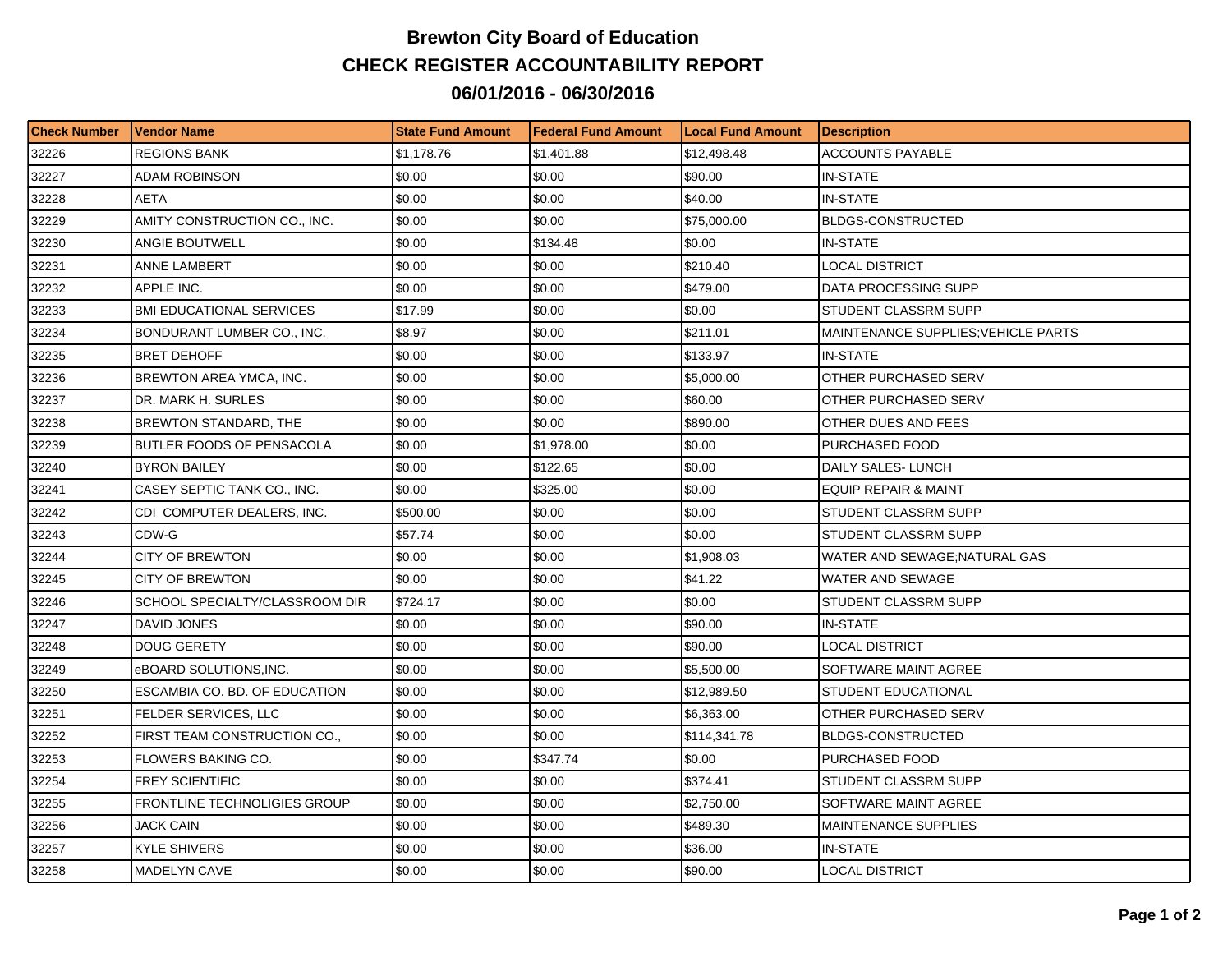# Brewton City Board of Education
## CHECK REGISTER ACCOUNTABILITY REPORT
## 06/01/2016 - 06/30/2016

| Check Number | Vendor Name | State Fund Amount | Federal Fund Amount | Local Fund Amount | Description |
|---|---|---|---|---|---|
| 32226 | REGIONS BANK | $1,178.76 | $1,401.88 | $12,498.48 | ACCOUNTS PAYABLE |
| 32227 | ADAM ROBINSON | $0.00 | $0.00 | $90.00 | IN-STATE |
| 32228 | AETA | $0.00 | $0.00 | $40.00 | IN-STATE |
| 32229 | AMITY CONSTRUCTION CO., INC. | $0.00 | $0.00 | $75,000.00 | BLDGS-CONSTRUCTED |
| 32230 | ANGIE BOUTWELL | $0.00 | $134.48 | $0.00 | IN-STATE |
| 32231 | ANNE LAMBERT | $0.00 | $0.00 | $210.40 | LOCAL DISTRICT |
| 32232 | APPLE INC. | $0.00 | $0.00 | $479.00 | DATA PROCESSING SUPP |
| 32233 | BMI EDUCATIONAL SERVICES | $17.99 | $0.00 | $0.00 | STUDENT CLASSRM SUPP |
| 32234 | BONDURANT LUMBER CO., INC. | $8.97 | $0.00 | $211.01 | MAINTENANCE SUPPLIES;VEHICLE PARTS |
| 32235 | BRET DEHOFF | $0.00 | $0.00 | $133.97 | IN-STATE |
| 32236 | BREWTON AREA YMCA, INC. | $0.00 | $0.00 | $5,000.00 | OTHER PURCHASED SERV |
| 32237 | DR. MARK H. SURLES | $0.00 | $0.00 | $60.00 | OTHER PURCHASED SERV |
| 32238 | BREWTON STANDARD, THE | $0.00 | $0.00 | $890.00 | OTHER DUES AND FEES |
| 32239 | BUTLER FOODS OF PENSACOLA | $0.00 | $1,978.00 | $0.00 | PURCHASED FOOD |
| 32240 | BYRON BAILEY | $0.00 | $122.65 | $0.00 | DAILY SALES- LUNCH |
| 32241 | CASEY SEPTIC TANK CO., INC. | $0.00 | $325.00 | $0.00 | EQUIP REPAIR & MAINT |
| 32242 | CDI COMPUTER DEALERS, INC. | $500.00 | $0.00 | $0.00 | STUDENT CLASSRM SUPP |
| 32243 | CDW-G | $57.74 | $0.00 | $0.00 | STUDENT CLASSRM SUPP |
| 32244 | CITY OF BREWTON | $0.00 | $0.00 | $1,908.03 | WATER AND SEWAGE;NATURAL GAS |
| 32245 | CITY OF BREWTON | $0.00 | $0.00 | $41.22 | WATER AND SEWAGE |
| 32246 | SCHOOL SPECIALTY/CLASSROOM DIR | $724.17 | $0.00 | $0.00 | STUDENT CLASSRM SUPP |
| 32247 | DAVID JONES | $0.00 | $0.00 | $90.00 | IN-STATE |
| 32248 | DOUG GERETY | $0.00 | $0.00 | $90.00 | LOCAL DISTRICT |
| 32249 | eBOARD SOLUTIONS,INC. | $0.00 | $0.00 | $5,500.00 | SOFTWARE MAINT AGREE |
| 32250 | ESCAMBIA CO. BD. OF EDUCATION | $0.00 | $0.00 | $12,989.50 | STUDENT EDUCATIONAL |
| 32251 | FELDER SERVICES, LLC | $0.00 | $0.00 | $6,363.00 | OTHER PURCHASED SERV |
| 32252 | FIRST TEAM CONSTRUCTION CO., | $0.00 | $0.00 | $114,341.78 | BLDGS-CONSTRUCTED |
| 32253 | FLOWERS BAKING CO. | $0.00 | $347.74 | $0.00 | PURCHASED FOOD |
| 32254 | FREY SCIENTIFIC | $0.00 | $0.00 | $374.41 | STUDENT CLASSRM SUPP |
| 32255 | FRONTLINE TECHNOLIGIES GROUP | $0.00 | $0.00 | $2,750.00 | SOFTWARE MAINT AGREE |
| 32256 | JACK CAIN | $0.00 | $0.00 | $489.30 | MAINTENANCE SUPPLIES |
| 32257 | KYLE SHIVERS | $0.00 | $0.00 | $36.00 | IN-STATE |
| 32258 | MADELYN CAVE | $0.00 | $0.00 | $90.00 | LOCAL DISTRICT |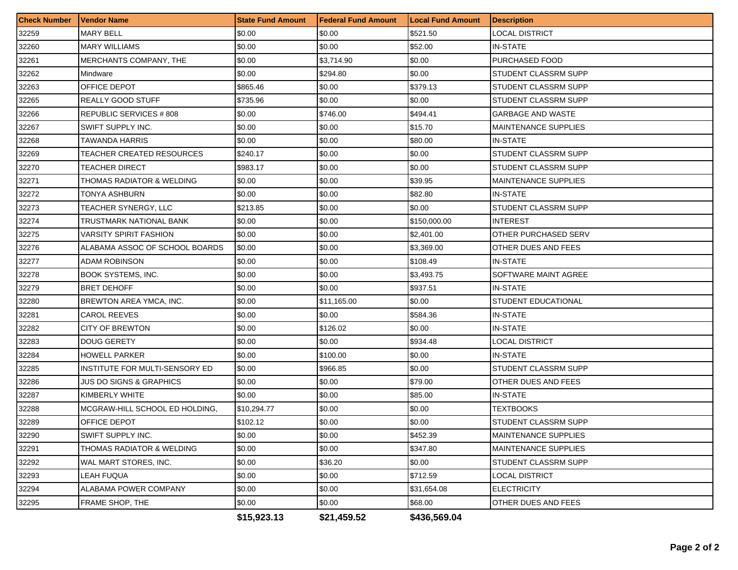| Check Number | Vendor Name | State Fund Amount | Federal Fund Amount | Local Fund Amount | Description |
|---|---|---|---|---|---|
| 32259 | MARY BELL | $0.00 | $0.00 | $521.50 | LOCAL DISTRICT |
| 32260 | MARY WILLIAMS | $0.00 | $0.00 | $52.00 | IN-STATE |
| 32261 | MERCHANTS COMPANY, THE | $0.00 | $3,714.90 | $0.00 | PURCHASED FOOD |
| 32262 | Mindware | $0.00 | $294.80 | $0.00 | STUDENT CLASSRM SUPP |
| 32263 | OFFICE DEPOT | $865.46 | $0.00 | $379.13 | STUDENT CLASSRM SUPP |
| 32265 | REALLY GOOD STUFF | $735.96 | $0.00 | $0.00 | STUDENT CLASSRM SUPP |
| 32266 | REPUBLIC SERVICES # 808 | $0.00 | $746.00 | $494.41 | GARBAGE AND WASTE |
| 32267 | SWIFT SUPPLY INC. | $0.00 | $0.00 | $15.70 | MAINTENANCE SUPPLIES |
| 32268 | TAWANDA HARRIS | $0.00 | $0.00 | $80.00 | IN-STATE |
| 32269 | TEACHER CREATED RESOURCES | $240.17 | $0.00 | $0.00 | STUDENT CLASSRM SUPP |
| 32270 | TEACHER DIRECT | $983.17 | $0.00 | $0.00 | STUDENT CLASSRM SUPP |
| 32271 | THOMAS RADIATOR & WELDING | $0.00 | $0.00 | $39.95 | MAINTENANCE SUPPLIES |
| 32272 | TONYA ASHBURN | $0.00 | $0.00 | $82.80 | IN-STATE |
| 32273 | TEACHER SYNERGY, LLC | $213.85 | $0.00 | $0.00 | STUDENT CLASSRM SUPP |
| 32274 | TRUSTMARK NATIONAL BANK | $0.00 | $0.00 | $150,000.00 | INTEREST |
| 32275 | VARSITY SPIRIT FASHION | $0.00 | $0.00 | $2,401.00 | OTHER PURCHASED SERV |
| 32276 | ALABAMA ASSOC OF SCHOOL BOARDS | $0.00 | $0.00 | $3,369.00 | OTHER DUES AND FEES |
| 32277 | ADAM ROBINSON | $0.00 | $0.00 | $108.49 | IN-STATE |
| 32278 | BOOK SYSTEMS, INC. | $0.00 | $0.00 | $3,493.75 | SOFTWARE MAINT AGREE |
| 32279 | BRET DEHOFF | $0.00 | $0.00 | $937.51 | IN-STATE |
| 32280 | BREWTON AREA YMCA, INC. | $0.00 | $11,165.00 | $0.00 | STUDENT EDUCATIONAL |
| 32281 | CAROL REEVES | $0.00 | $0.00 | $584.36 | IN-STATE |
| 32282 | CITY OF BREWTON | $0.00 | $126.02 | $0.00 | IN-STATE |
| 32283 | DOUG GERETY | $0.00 | $0.00 | $934.48 | LOCAL DISTRICT |
| 32284 | HOWELL PARKER | $0.00 | $100.00 | $0.00 | IN-STATE |
| 32285 | INSTITUTE FOR MULTI-SENSORY ED | $0.00 | $966.85 | $0.00 | STUDENT CLASSRM SUPP |
| 32286 | JUS DO SIGNS & GRAPHICS | $0.00 | $0.00 | $79.00 | OTHER DUES AND FEES |
| 32287 | KIMBERLY WHITE | $0.00 | $0.00 | $85.00 | IN-STATE |
| 32288 | MCGRAW-HILL SCHOOL ED HOLDING, | $10,294.77 | $0.00 | $0.00 | TEXTBOOKS |
| 32289 | OFFICE DEPOT | $102.12 | $0.00 | $0.00 | STUDENT CLASSRM SUPP |
| 32290 | SWIFT SUPPLY INC. | $0.00 | $0.00 | $452.39 | MAINTENANCE SUPPLIES |
| 32291 | THOMAS RADIATOR & WELDING | $0.00 | $0.00 | $347.80 | MAINTENANCE SUPPLIES |
| 32292 | WAL MART STORES, INC. | $0.00 | $36.20 | $0.00 | STUDENT CLASSRM SUPP |
| 32293 | LEAH FUQUA | $0.00 | $0.00 | $712.59 | LOCAL DISTRICT |
| 32294 | ALABAMA POWER COMPANY | $0.00 | $0.00 | $31,654.08 | ELECTRICITY |
| 32295 | FRAME SHOP, THE | $0.00 | $0.00 | $68.00 | OTHER DUES AND FEES |
| | | **$15,923.13** | **$21,459.52** | **$436,569.04** | |